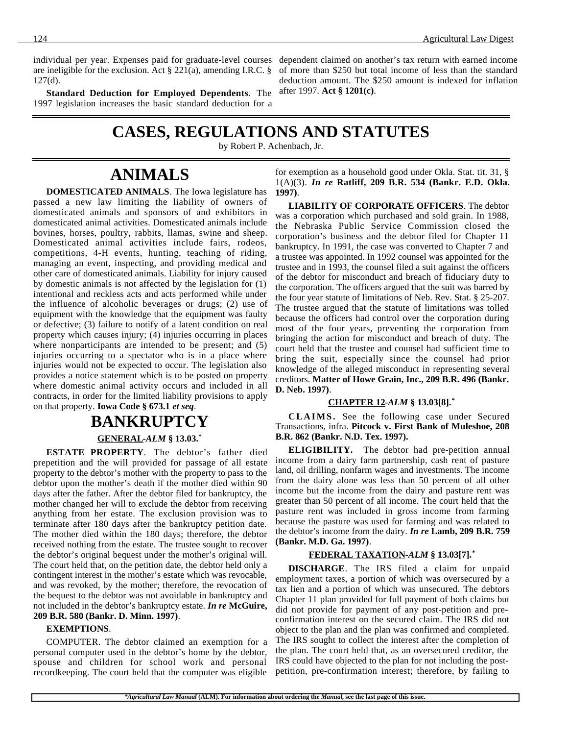individual per year. Expenses paid for graduate-level courses are ineligible for the exclusion. Act § 221(a), amending I.R.C. § 127(d).

**Standard Deduction for Employed Dependents**. The 1997 legislation increases the basic standard deduction for a dependent claimed on another's tax return with earned income of more than $250 but total income of less than the standard deduction amount. The $250 amount is indexed for inflation after 1997. **Act § 1201(c)**.

# CASES, REGULATIONS AND STATUTES

by Robert P. Achenbach, Jr.

## ANIMALS

**DOMESTICATED ANIMALS**. The Iowa legislature has passed a new law limiting the liability of owners of domesticated animals and sponsors of and exhibitors in domesticated animal activities. Domesticated animals include bovines, horses, poultry, rabbits, llamas, swine and sheep. Domesticated animal activities include fairs, rodeos, competitions, 4-H events, hunting, teaching of riding, managing an event, inspecting, and providing medical and other care of domesticated animals. Liability for injury caused by domestic animals is not affected by the legislation for (1) intentional and reckless acts and acts performed while under the influence of alcoholic beverages or drugs; (2) use of equipment with the knowledge that the equipment was faulty or defective; (3) failure to notify of a latent condition on real property which causes injury; (4) injuries occurring in places where nonparticipants are intended to be present; and (5) injuries occurring to a spectator who is in a place where injuries would not be expected to occur. The legislation also provides a notice statement which is to be posted on property where domestic animal activity occurs and included in all contracts, in order for the limited liability provisions to apply on that property. **Iowa Code § 673.1** ***et seq***.

## BANKRUPTCY

### GENERAL -*ALM* § 13.03.*

**ESTATE PROPERTY**. The debtor's father died prepetition and the will provided for passage of all estate property to the debtor's mother with the property to pass to the debtor upon the mother's death if the mother died within 90 days after the father. After the debtor filed for bankruptcy, the mother changed her will to exclude the debtor from receiving anything from her estate. The exclusion provision was to terminate after 180 days after the bankruptcy petition date. The mother died within the 180 days; therefore, the debtor received nothing from the estate. The trustee sought to recover the debtor's original bequest under the mother's original will. The court held that, on the petition date, the debtor held only a contingent interest in the mother's estate which was revocable, and was revoked, by the mother; therefore, the revocation of the bequest to the debtor was not avoidable in bankruptcy and not included in the debtor's bankruptcy estate. ***In re*** **McGuire, 209 B.R. 580 (Bankr. D. Minn. 1997)**.

**EXEMPTIONS**.

COMPUTER. The debtor claimed an exemption for a personal computer used in the debtor's home by the debtor, spouse and children for school work and personal recordkeeping. The court held that the computer was eligible for exemption as a household good under Okla. Stat. tit. 31, § 1(A)(3). ***In re*** **Ratliff, 209 B.R. 534 (Bankr. E.D. Okla. 1997)**.

**LIABILITY OF CORPORATE OFFICERS**. The debtor was a corporation which purchased and sold grain. In 1988, the Nebraska Public Service Commission closed the corporation's business and the debtor filed for Chapter 11 bankruptcy. In 1991, the case was converted to Chapter 7 and a trustee was appointed. In 1992 counsel was appointed for the trustee and in 1993, the counsel filed a suit against the officers of the debtor for misconduct and breach of fiduciary duty to the corporation. The officers argued that the suit was barred by the four year statute of limitations of Neb. Rev. Stat. § 25-207. The trustee argued that the statute of limitations was tolled because the officers had control over the corporation during most of the four years, preventing the corporation from bringing the action for misconduct and breach of duty. The court held that the trustee and counsel had sufficient time to bring the suit, especially since the counsel had prior knowledge of the alleged misconduct in representing several creditors. **Matter of Howe Grain, Inc., 209 B.R. 496 (Bankr. D. Neb. 1997)**.

### CHAPTER 12 -*ALM* § 13.03[8].*

**CLAIMS.** See the following case under Secured Transactions, infra. **Pitcock v. First Bank of Muleshoe, 208 B.R. 862 (Bankr. N.D. Tex. 1997).**

**ELIGIBILITY.** The debtor had pre-petition annual income from a dairy farm partnership, cash rent of pasture land, oil drilling, nonfarm wages and investments. The income from the dairy alone was less than 50 percent of all other income but the income from the dairy and pasture rent was greater than 50 percent of all income. The court held that the pasture rent was included in gross income from farming because the pasture was used for farming and was related to the debtor's income from the dairy. ***In re*** **Lamb, 209 B.R. 759 (Bankr. M.D. Ga. 1997)**.

### FEDERAL TAXATION -*ALM* § 13.03[7].*

**DISCHARGE**. The IRS filed a claim for unpaid employment taxes, a portion of which was oversecured by a tax lien and a portion of which was unsecured. The debtors Chapter 11 plan provided for full payment of both claims but did not provide for payment of any post-petition and pre-confirmation interest on the secured claim. The IRS did not object to the plan and the plan was confirmed and completed. The IRS sought to collect the interest after the completion of the plan. The court held that, as an oversecured creditor, the IRS could have objected to the plan for not including the post-petition, pre-confirmation interest; therefore, by failing to

**Agricultural Law Manual* (ALM). For information about ordering the *Manual*, see the last page of this issue.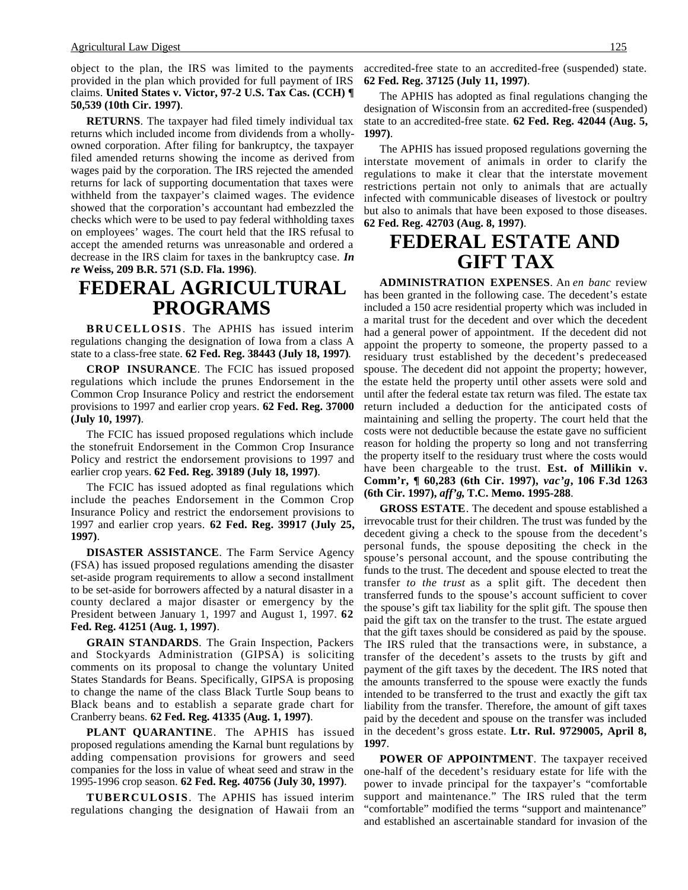object to the plan, the IRS was limited to the payments provided in the plan which provided for full payment of IRS claims. **United States v. Victor, 97-2 U.S. Tax Cas. (CCH) ¶ 50,539 (10th Cir. 1997)**.

**RETURNS**. The taxpayer had filed timely individual tax returns which included income from dividends from a wholly-owned corporation. After filing for bankruptcy, the taxpayer filed amended returns showing the income as derived from wages paid by the corporation. The IRS rejected the amended returns for lack of supporting documentation that taxes were withheld from the taxpayer's claimed wages. The evidence showed that the corporation's accountant had embezzled the checks which were to be used to pay federal withholding taxes on employees' wages. The court held that the IRS refusal to accept the amended returns was unreasonable and ordered a decrease in the IRS claim for taxes in the bankruptcy case. ***In re* Weiss, 209 B.R. 571 (S.D. Fla. 1996)**.

# FEDERAL AGRICULTURAL PROGRAMS

**BRUCELLOSIS**. The APHIS has issued interim regulations changing the designation of Iowa from a class A state to a class-free state. **62 Fed. Reg. 38443 (July 18, 1997)**.

**CROP INSURANCE**. The FCIC has issued proposed regulations which include the prunes Endorsement in the Common Crop Insurance Policy and restrict the endorsement provisions to 1997 and earlier crop years. **62 Fed. Reg. 37000 (July 10, 1997)**.

The FCIC has issued proposed regulations which include the stonefruit Endorsement in the Common Crop Insurance Policy and restrict the endorsement provisions to 1997 and earlier crop years. **62 Fed. Reg. 39189 (July 18, 1997)**.

The FCIC has issued adopted as final regulations which include the peaches Endorsement in the Common Crop Insurance Policy and restrict the endorsement provisions to 1997 and earlier crop years. **62 Fed. Reg. 39917 (July 25, 1997)**.

**DISASTER ASSISTANCE**. The Farm Service Agency (FSA) has issued proposed regulations amending the disaster set-aside program requirements to allow a second installment to be set-aside for borrowers affected by a natural disaster in a county declared a major disaster or emergency by the President between January 1, 1997 and August 1, 1997. **62 Fed. Reg. 41251 (Aug. 1, 1997)**.

**GRAIN STANDARDS**. The Grain Inspection, Packers and Stockyards Administration (GIPSA) is soliciting comments on its proposal to change the voluntary United States Standards for Beans. Specifically, GIPSA is proposing to change the name of the class Black Turtle Soup beans to Black beans and to establish a separate grade chart for Cranberry beans. **62 Fed. Reg. 41335 (Aug. 1, 1997)**.

**PLANT QUARANTINE**. The APHIS has issued proposed regulations amending the Karnal bunt regulations by adding compensation provisions for growers and seed companies for the loss in value of wheat seed and straw in the 1995-1996 crop season. **62 Fed. Reg. 40756 (July 30, 1997)**.

**TUBERCULOSIS**. The APHIS has issued interim regulations changing the designation of Hawaii from an accredited-free state to an accredited-free (suspended) state. **62 Fed. Reg. 37125 (July 11, 1997)**.

The APHIS has adopted as final regulations changing the designation of Wisconsin from an accredited-free (suspended) state to an accredited-free state. **62 Fed. Reg. 42044 (Aug. 5, 1997)**.

The APHIS has issued proposed regulations governing the interstate movement of animals in order to clarify the regulations to make it clear that the interstate movement restrictions pertain not only to animals that are actually infected with communicable diseases of livestock or poultry but also to animals that have been exposed to those diseases. **62 Fed. Reg. 42703 (Aug. 8, 1997)**.

# FEDERAL ESTATE AND GIFT TAX

**ADMINISTRATION EXPENSES**. An *en banc* review has been granted in the following case. The decedent's estate included a 150 acre residential property which was included in a marital trust for the decedent and over which the decedent had a general power of appointment. If the decedent did not appoint the property to someone, the property passed to a residuary trust established by the decedent's predeceased spouse. The decedent did not appoint the property; however, the estate held the property until other assets were sold and until after the federal estate tax return was filed. The estate tax return included a deduction for the anticipated costs of maintaining and selling the property. The court held that the costs were not deductible because the estate gave no sufficient reason for holding the property so long and not transferring the property itself to the residuary trust where the costs would have been chargeable to the trust. **Est. of Millikin v. Comm'r, ¶ 60,283 (6th Cir. 1997), *vac'g*, 106 F.3d 1263 (6th Cir. 1997), *aff'g*, T.C. Memo. 1995-288**.

**GROSS ESTATE**. The decedent and spouse established a irrevocable trust for their children. The trust was funded by the decedent giving a check to the spouse from the decedent's personal funds, the spouse depositing the check in the spouse's personal account, and the spouse contributing the funds to the trust. The decedent and spouse elected to treat the transfer *to the trust* as a split gift. The decedent then transferred funds to the spouse's account sufficient to cover the spouse's gift tax liability for the split gift. The spouse then paid the gift tax on the transfer to the trust. The estate argued that the gift taxes should be considered as paid by the spouse. The IRS ruled that the transactions were, in substance, a transfer of the decedent's assets to the trusts by gift and payment of the gift taxes by the decedent. The IRS noted that the amounts transferred to the spouse were exactly the funds intended to be transferred to the trust and exactly the gift tax liability from the transfer. Therefore, the amount of gift taxes paid by the decedent and spouse on the transfer was included in the decedent's gross estate. **Ltr. Rul. 9729005, April 8, 1997**.

**POWER OF APPOINTMENT**. The taxpayer received one-half of the decedent's residuary estate for life with the power to invade principal for the taxpayer's "comfortable support and maintenance." The IRS ruled that the term "comfortable" modified the terms "support and maintenance" and established an ascertainable standard for invasion of the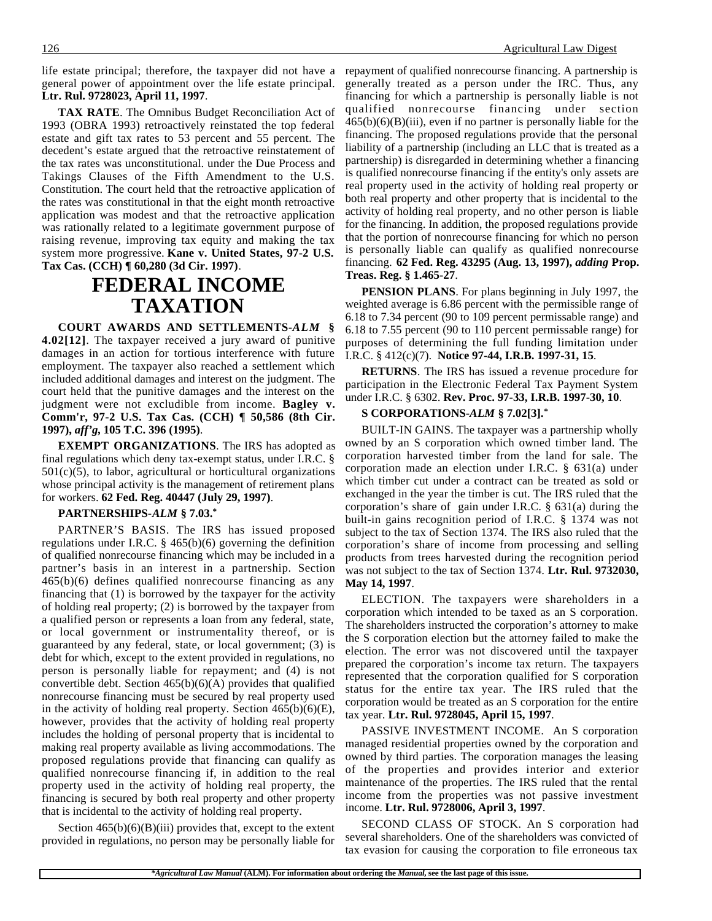life estate principal; therefore, the taxpayer did not have a general power of appointment over the life estate principal. **Ltr. Rul. 9728023, April 11, 1997**.

**TAX RATE**. The Omnibus Budget Reconciliation Act of 1993 (OBRA 1993) retroactively reinstated the top federal estate and gift tax rates to 53 percent and 55 percent. The decedent's estate argued that the retroactive reinstatement of the tax rates was unconstitutional. under the Due Process and Takings Clauses of the Fifth Amendment to the U.S. Constitution. The court held that the retroactive application of the rates was constitutional in that the eight month retroactive application was modest and that the retroactive application was rationally related to a legitimate government purpose of raising revenue, improving tax equity and making the tax system more progressive. **Kane v. United States, 97-2 U.S. Tax Cas. (CCH) ¶ 60,280 (3d Cir. 1997)**.

# FEDERAL INCOME TAXATION

**COURT AWARDS AND SETTLEMENTS-*ALM* § 4.02[12]**. The taxpayer received a jury award of punitive damages in an action for tortious interference with future employment. The taxpayer also reached a settlement which included additional damages and interest on the judgment. The court held that the punitive damages and the interest on the judgment were not excludible from income. **Bagley v. Comm'r, 97-2 U.S. Tax Cas. (CCH) ¶ 50,586 (8th Cir. 1997), *aff'g*, 105 T.C. 396 (1995)**.

**EXEMPT ORGANIZATIONS**. The IRS has adopted as final regulations which deny tax-exempt status, under I.R.C. § 501(c)(5), to labor, agricultural or horticultural organizations whose principal activity is the management of retirement plans for workers. **62 Fed. Reg. 40447 (July 29, 1997)**.

**PARTNERSHIPS-*ALM* § 7.03.***

PARTNER'S BASIS. The IRS has issued proposed regulations under I.R.C. § 465(b)(6) governing the definition of qualified nonrecourse financing which may be included in a partner's basis in an interest in a partnership. Section 465(b)(6) defines qualified nonrecourse financing as any financing that (1) is borrowed by the taxpayer for the activity of holding real property; (2) is borrowed by the taxpayer from a qualified person or represents a loan from any federal, state, or local government or instrumentality thereof, or is guaranteed by any federal, state, or local government; (3) is debt for which, except to the extent provided in regulations, no person is personally liable for repayment; and (4) is not convertible debt. Section 465(b)(6)(A) provides that qualified nonrecourse financing must be secured by real property used in the activity of holding real property. Section 465(b)(6)(E), however, provides that the activity of holding real property includes the holding of personal property that is incidental to making real property available as living accommodations. The proposed regulations provide that financing can qualify as qualified nonrecourse financing if, in addition to the real property used in the activity of holding real property, the financing is secured by both real property and other property that is incidental to the activity of holding real property.

Section 465(b)(6)(B)(iii) provides that, except to the extent provided in regulations, no person may be personally liable for repayment of qualified nonrecourse financing. A partnership is generally treated as a person under the IRC. Thus, any financing for which a partnership is personally liable is not qualified nonrecourse financing under section 465(b)(6)(B)(iii), even if no partner is personally liable for the financing. The proposed regulations provide that the personal liability of a partnership (including an LLC that is treated as a partnership) is disregarded in determining whether a financing is qualified nonrecourse financing if the entity's only assets are real property used in the activity of holding real property or both real property and other property that is incidental to the activity of holding real property, and no other person is liable for the financing. In addition, the proposed regulations provide that the portion of nonrecourse financing for which no person is personally liable can qualify as qualified nonrecourse financing. **62 Fed. Reg. 43295 (Aug. 13, 1997), *adding* Prop. Treas. Reg. § 1.465-27**.

**PENSION PLANS**. For plans beginning in July 1997, the weighted average is 6.86 percent with the permissible range of 6.18 to 7.34 percent (90 to 109 percent permissable range) and 6.18 to 7.55 percent (90 to 110 percent permissable range) for purposes of determining the full funding limitation under I.R.C. § 412(c)(7). **Notice 97-44, I.R.B. 1997-31, 15**.

**RETURNS**. The IRS has issued a revenue procedure for participation in the Electronic Federal Tax Payment System under I.R.C. § 6302. **Rev. Proc. 97-33, I.R.B. 1997-30, 10**.

**S CORPORATIONS-*ALM* § 7.02[3].***

BUILT-IN GAINS. The taxpayer was a partnership wholly owned by an S corporation which owned timber land. The corporation harvested timber from the land for sale. The corporation made an election under I.R.C. § 631(a) under which timber cut under a contract can be treated as sold or exchanged in the year the timber is cut. The IRS ruled that the corporation's share of gain under I.R.C. § 631(a) during the built-in gains recognition period of I.R.C. § 1374 was not subject to the tax of Section 1374. The IRS also ruled that the corporation's share of income from processing and selling products from trees harvested during the recognition period was not subject to the tax of Section 1374. **Ltr. Rul. 9732030, May 14, 1997**.

ELECTION. The taxpayers were shareholders in a corporation which intended to be taxed as an S corporation. The shareholders instructed the corporation's attorney to make the S corporation election but the attorney failed to make the election. The error was not discovered until the taxpayer prepared the corporation's income tax return. The taxpayers represented that the corporation qualified for S corporation status for the entire tax year. The IRS ruled that the corporation would be treated as an S corporation for the entire tax year. **Ltr. Rul. 9728045, April 15, 1997**.

PASSIVE INVESTMENT INCOME. An S corporation managed residential properties owned by the corporation and owned by third parties. The corporation manages the leasing of the properties and provides interior and exterior maintenance of the properties. The IRS ruled that the rental income from the properties was not passive investment income. **Ltr. Rul. 9728006, April 3, 1997**.

SECOND CLASS OF STOCK. An S corporation had several shareholders. One of the shareholders was convicted of tax evasion for causing the corporation to file erroneous tax

**\*Agricultural Law Manual (ALM). For information about ordering the *Manual*, see the last page of this issue.**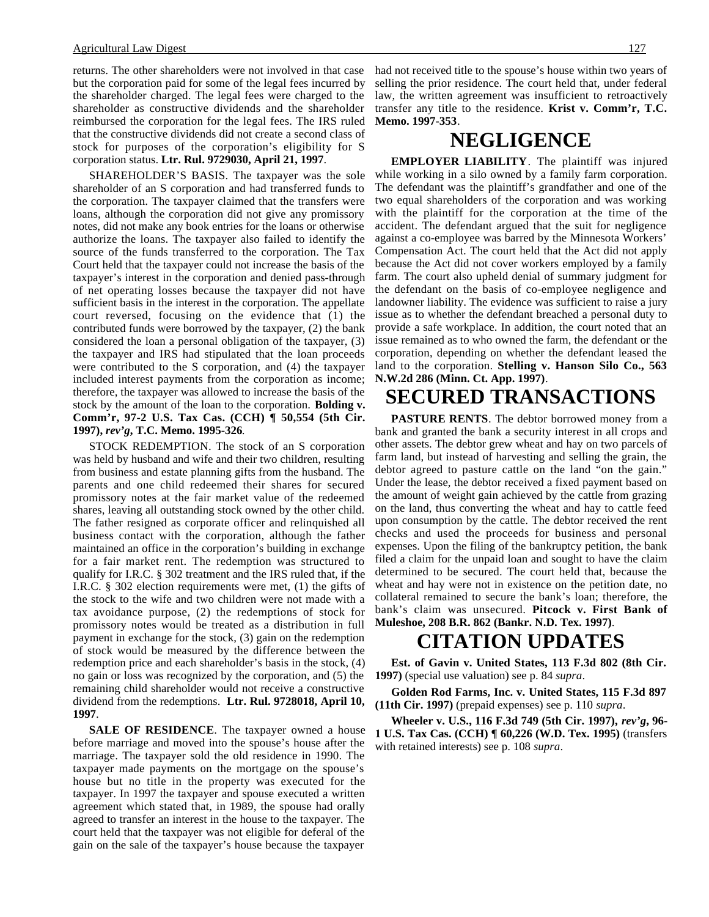returns. The other shareholders were not involved in that case but the corporation paid for some of the legal fees incurred by the shareholder charged. The legal fees were charged to the shareholder as constructive dividends and the shareholder reimbursed the corporation for the legal fees. The IRS ruled that the constructive dividends did not create a second class of stock for purposes of the corporation's eligibility for S corporation status. **Ltr. Rul. 9729030, April 21, 1997**.

SHAREHOLDER'S BASIS. The taxpayer was the sole shareholder of an S corporation and had transferred funds to the corporation. The taxpayer claimed that the transfers were loans, although the corporation did not give any promissory notes, did not make any book entries for the loans or otherwise authorize the loans. The taxpayer also failed to identify the source of the funds transferred to the corporation. The Tax Court held that the taxpayer could not increase the basis of the taxpayer's interest in the corporation and denied pass-through of net operating losses because the taxpayer did not have sufficient basis in the interest in the corporation. The appellate court reversed, focusing on the evidence that (1) the contributed funds were borrowed by the taxpayer, (2) the bank considered the loan a personal obligation of the taxpayer, (3) the taxpayer and IRS had stipulated that the loan proceeds were contributed to the S corporation, and (4) the taxpayer included interest payments from the corporation as income; therefore, the taxpayer was allowed to increase the basis of the stock by the amount of the loan to the corporation. **Bolding v. Comm'r, 97-2 U.S. Tax Cas. (CCH) ¶ 50,554 (5th Cir. 1997), *rev'g*, T.C. Memo. 1995-326**.

STOCK REDEMPTION. The stock of an S corporation was held by husband and wife and their two children, resulting from business and estate planning gifts from the husband. The parents and one child redeemed their shares for secured promissory notes at the fair market value of the redeemed shares, leaving all outstanding stock owned by the other child. The father resigned as corporate officer and relinquished all business contact with the corporation, although the father maintained an office in the corporation's building in exchange for a fair market rent. The redemption was structured to qualify for I.R.C. § 302 treatment and the IRS ruled that, if the I.R.C. § 302 election requirements were met, (1) the gifts of the stock to the wife and two children were not made with a tax avoidance purpose, (2) the redemptions of stock for promissory notes would be treated as a distribution in full payment in exchange for the stock, (3) gain on the redemption of stock would be measured by the difference between the redemption price and each shareholder's basis in the stock, (4) no gain or loss was recognized by the corporation, and (5) the remaining child shareholder would not receive a constructive dividend from the redemptions. **Ltr. Rul. 9728018, April 10, 1997**.

**SALE OF RESIDENCE**. The taxpayer owned a house before marriage and moved into the spouse's house after the marriage. The taxpayer sold the old residence in 1990. The taxpayer made payments on the mortgage on the spouse's house but no title in the property was executed for the taxpayer. In 1997 the taxpayer and spouse executed a written agreement which stated that, in 1989, the spouse had orally agreed to transfer an interest in the house to the taxpayer. The court held that the taxpayer was not eligible for deferal of the gain on the sale of the taxpayer's house because the taxpayer had not received title to the spouse's house within two years of selling the prior residence. The court held that, under federal law, the written agreement was insufficient to retroactively transfer any title to the residence. **Krist v. Comm'r, T.C. Memo. 1997-353**.

# NEGLIGENCE

**EMPLOYER LIABILITY**. The plaintiff was injured while working in a silo owned by a family farm corporation. The defendant was the plaintiff's grandfather and one of the two equal shareholders of the corporation and was working with the plaintiff for the corporation at the time of the accident. The defendant argued that the suit for negligence against a co-employee was barred by the Minnesota Workers' Compensation Act. The court held that the Act did not apply because the Act did not cover workers employed by a family farm. The court also upheld denial of summary judgment for the defendant on the basis of co-employee negligence and landowner liability. The evidence was sufficient to raise a jury issue as to whether the defendant breached a personal duty to provide a safe workplace. In addition, the court noted that an issue remained as to who owned the farm, the defendant or the corporation, depending on whether the defendant leased the land to the corporation. **Stelling v. Hanson Silo Co., 563 N.W.2d 286 (Minn. Ct. App. 1997)**.

# SECURED TRANSACTIONS

**PASTURE RENTS**. The debtor borrowed money from a bank and granted the bank a security interest in all crops and other assets. The debtor grew wheat and hay on two parcels of farm land, but instead of harvesting and selling the grain, the debtor agreed to pasture cattle on the land "on the gain." Under the lease, the debtor received a fixed payment based on the amount of weight gain achieved by the cattle from grazing on the land, thus converting the wheat and hay to cattle feed upon consumption by the cattle. The debtor received the rent checks and used the proceeds for business and personal expenses. Upon the filing of the bankruptcy petition, the bank filed a claim for the unpaid loan and sought to have the claim determined to be secured. The court held that, because the wheat and hay were not in existence on the petition date, no collateral remained to secure the bank's loan; therefore, the bank's claim was unsecured. **Pitcock v. First Bank of Muleshoe, 208 B.R. 862 (Bankr. N.D. Tex. 1997)**.

# CITATION UPDATES

**Est. of Gavin v. United States, 113 F.3d 802 (8th Cir. 1997)** (special use valuation) see p. 84 *supra*.

**Golden Rod Farms, Inc. v. United States, 115 F.3d 897 (11th Cir. 1997)** (prepaid expenses) see p. 110 *supra*.

**Wheeler v. U.S., 116 F.3d 749 (5th Cir. 1997), *rev'g*, 96-1 U.S. Tax Cas. (CCH) ¶ 60,226 (W.D. Tex. 1995)** (transfers with retained interests) see p. 108 *supra*.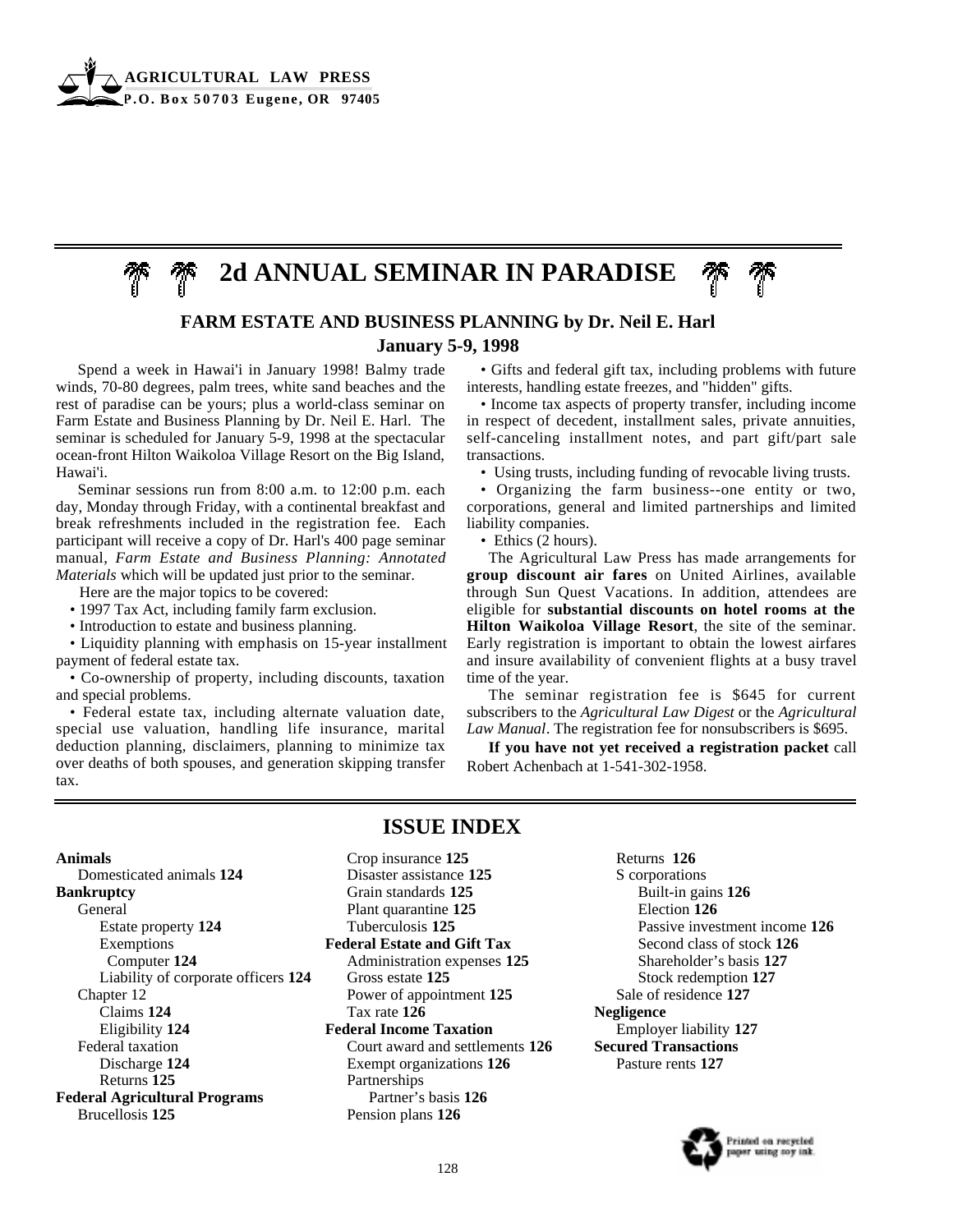**AGRICULTURAL LAW PRESS**
**P.O. Box 50703 Eugene, OR 97405**

# 2d ANNUAL SEMINAR IN PARADISE

### FARM ESTATE AND BUSINESS PLANNING by Dr. Neil E. Harl

### January 5-9, 1998

Spend a week in Hawai'i in January 1998! Balmy trade winds, 70-80 degrees, palm trees, white sand beaches and the rest of paradise can be yours; plus a world-class seminar on Farm Estate and Business Planning by Dr. Neil E. Harl. The seminar is scheduled for January 5-9, 1998 at the spectacular ocean-front Hilton Waikoloa Village Resort on the Big Island, Hawai'i.

Seminar sessions run from 8:00 a.m. to 12:00 p.m. each day, Monday through Friday, with a continental breakfast and break refreshments included in the registration fee. Each participant will receive a copy of Dr. Harl's 400 page seminar manual, *Farm Estate and Business Planning: Annotated Materials* which will be updated just prior to the seminar.

Here are the major topics to be covered:

- 1997 Tax Act, including family farm exclusion.
- Introduction to estate and business planning.
- Liquidity planning with emphasis on 15-year installment payment of federal estate tax.
- Co-ownership of property, including discounts, taxation and special problems.
- Federal estate tax, including alternate valuation date, special use valuation, handling life insurance, marital deduction planning, disclaimers, planning to minimize tax over deaths of both spouses, and generation skipping transfer tax.
- Gifts and federal gift tax, including problems with future interests, handling estate freezes, and "hidden" gifts.
- Income tax aspects of property transfer, including income in respect of decedent, installment sales, private annuities, self-canceling installment notes, and part gift/part sale transactions.
- Using trusts, including funding of revocable living trusts.
- Organizing the farm business--one entity or two, corporations, general and limited partnerships and limited liability companies.
- Ethics (2 hours).

The Agricultural Law Press has made arrangements for **group discount air fares** on United Airlines, available through Sun Quest Vacations. In addition, attendees are eligible for **substantial discounts on hotel rooms at the Hilton Waikoloa Village Resort**, the site of the seminar. Early registration is important to obtain the lowest airfares and insure availability of convenient flights at a busy travel time of the year.

The seminar registration fee is $645 for current subscribers to the *Agricultural Law Digest* or the *Agricultural Law Manual*. The registration fee for nonsubscribers is $695.

**If you have not yet received a registration packet** call Robert Achenbach at 1-541-302-1958.

## ISSUE INDEX

**Animals**
 Domesticated animals **124**

**Bankruptcy**
 General
  Estate property **124**
  Exemptions
   Computer **124**
  Liability of corporate officers **124**
 Chapter 12
  Claims **124**
  Eligibility **124**
 Federal taxation
  Discharge **124**
  Returns **125**

**Federal Agricultural Programs**
 Brucellosis **125**
 Crop insurance **125**
 Disaster assistance **125**
 Grain standards **125**
 Plant quarantine **125**
 Tuberculosis **125**

**Federal Estate and Gift Tax**
 Administration expenses **125**
 Gross estate **125**
 Power of appointment **125**
 Tax rate **126**

**Federal Income Taxation**
 Court award and settlements **126**
 Exempt organizations **126**
 Partnerships
  Partner's basis **126**
 Pension plans **126**
 Returns **126**
 S corporations
  Built-in gains **126**
  Election **126**
  Passive investment income **126**
  Second class of stock **126**
  Shareholder's basis **127**
  Stock redemption **127**
 Sale of residence **127**

**Negligence**
 Employer liability **127**

**Secured Transactions**
 Pasture rents **127**

Printed on recycled paper using soy ink.